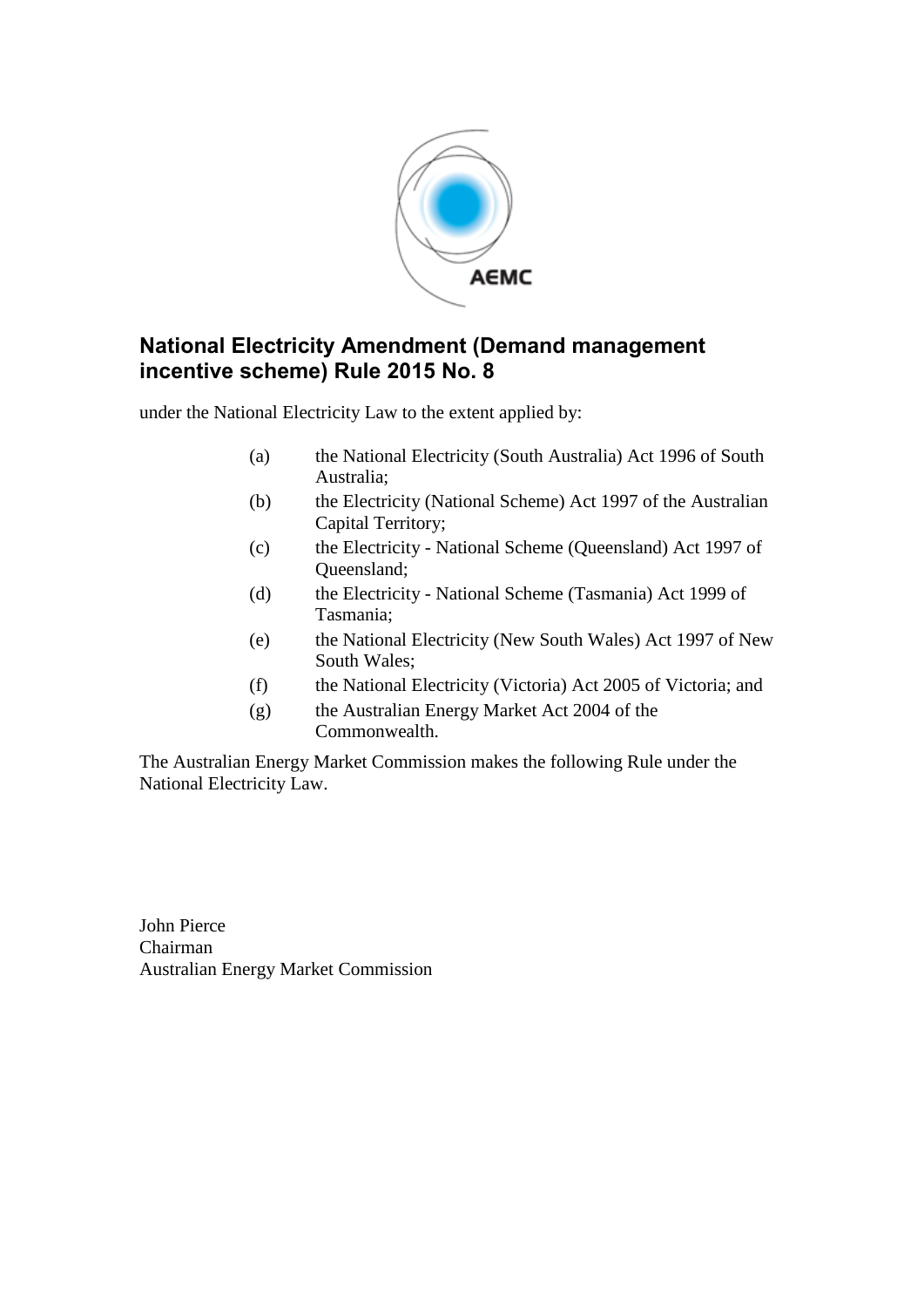# National Electricity Amendment (Demand management incentive scheme) Rule 2015 No. 8

under the National Electricity Law to the extent applied by:

(a) the National Electricity (South Australia) Act 1996 of South Australia;

(b) the Electricity (National Scheme) Act 1997 of the Australian Capital Territory;

(c) the Electricity - National Scheme (Queensland) Act 1997 of Queensland;

(d) the Electricity - National Scheme (Tasmania) Act 1999 of Tasmania;

(e) the National Electricity (New South Wales) Act 1997 of New South Wales;

(f) the National Electricity (Victoria) Act 2005 of Victoria; and

(g) the Australian Energy Market Act 2004 of the Commonwealth.

The Australian Energy Market Commission makes the following Rule under the National Electricity Law.

John Pierce
Chairman
Australian Energy Market Commission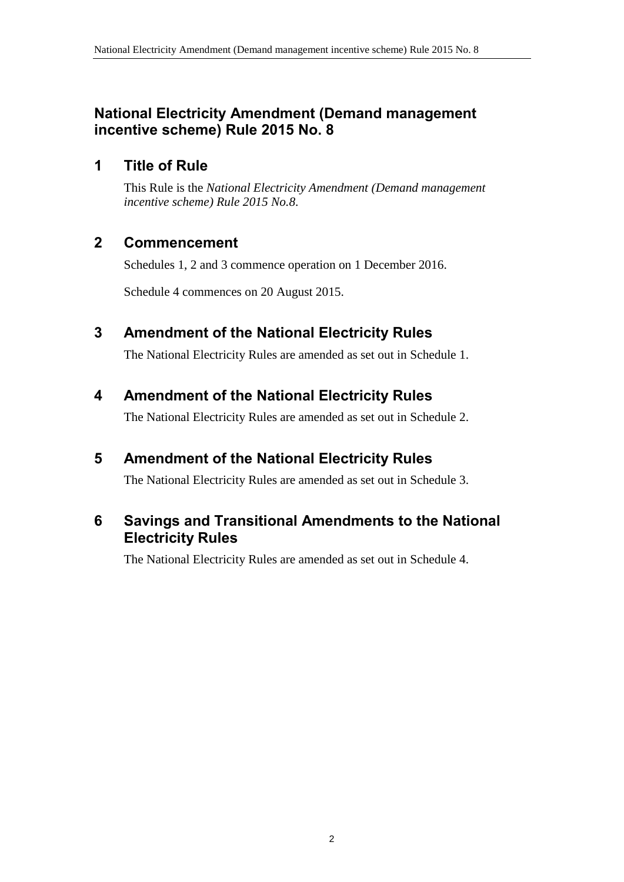# National Electricity Amendment (Demand management incentive scheme) Rule 2015 No. 8

## 1 Title of Rule

This Rule is the *National Electricity Amendment (Demand management incentive scheme) Rule 2015 No.8*.

## 2 Commencement

Schedules 1, 2 and 3 commence operation on 1 December 2016.

Schedule 4 commences on 20 August 2015.

## 3 Amendment of the National Electricity Rules

The National Electricity Rules are amended as set out in Schedule 1.

## 4 Amendment of the National Electricity Rules

The National Electricity Rules are amended as set out in Schedule 2.

## 5 Amendment of the National Electricity Rules

The National Electricity Rules are amended as set out in Schedule 3.

## 6 Savings and Transitional Amendments to the National Electricity Rules

The National Electricity Rules are amended as set out in Schedule 4.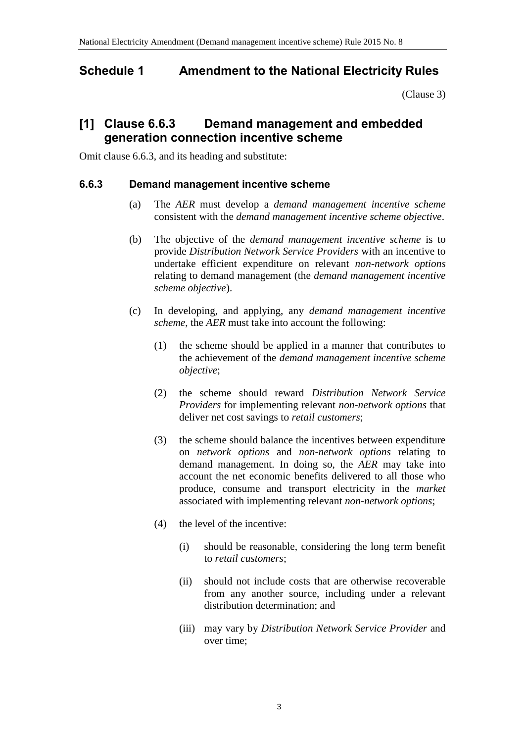## Schedule 1 Amendment to the National Electricity Rules

(Clause 3)

## [1] Clause 6.6.3 Demand management and embedded generation connection incentive scheme

Omit clause 6.6.3, and its heading and substitute:

### 6.6.3 Demand management incentive scheme

(a) The *AER* must develop a *demand management incentive scheme* consistent with the *demand management incentive scheme objective*.

(b) The objective of the *demand management incentive scheme* is to provide *Distribution Network Service Providers* with an incentive to undertake efficient expenditure on relevant *non-network options* relating to demand management (the *demand management incentive scheme objective*).

(c) In developing, and applying, any *demand management incentive scheme*, the *AER* must take into account the following:

(1) the scheme should be applied in a manner that contributes to the achievement of the *demand management incentive scheme objective*;

(2) the scheme should reward *Distribution Network Service Providers* for implementing relevant *non-network options* that deliver net cost savings to *retail customers*;

(3) the scheme should balance the incentives between expenditure on *network options* and *non-network options* relating to demand management. In doing so, the *AER* may take into account the net economic benefits delivered to all those who produce, consume and transport electricity in the *market* associated with implementing relevant *non-network options*;

(4) the level of the incentive:

(i) should be reasonable, considering the long term benefit to *retail customers*;

(ii) should not include costs that are otherwise recoverable from any another source, including under a relevant distribution determination; and

(iii) may vary by *Distribution Network Service Provider* and over time;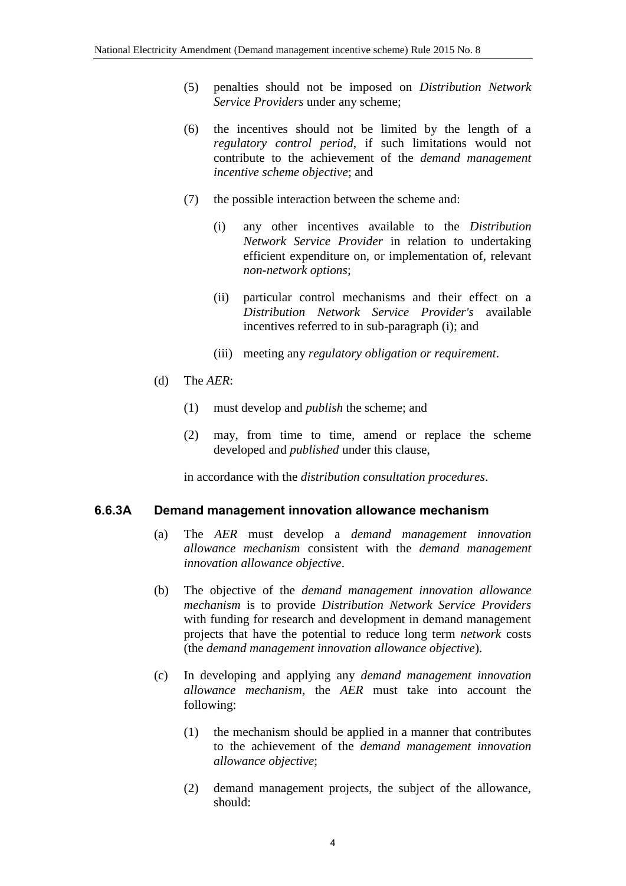(5) penalties should not be imposed on *Distribution Network Service Providers* under any scheme;

(6) the incentives should not be limited by the length of a *regulatory control period*, if such limitations would not contribute to the achievement of the *demand management incentive scheme objective*; and

(7) the possible interaction between the scheme and:

(i) any other incentives available to the *Distribution Network Service Provider* in relation to undertaking efficient expenditure on, or implementation of, relevant *non-network options*;

(ii) particular control mechanisms and their effect on a *Distribution Network Service Provider's* available incentives referred to in sub-paragraph (i); and

(iii) meeting any *regulatory obligation or requirement*.

(d) The *AER*:

(1) must develop and *publish* the scheme; and

(2) may, from time to time, amend or replace the scheme developed and *published* under this clause,

in accordance with the *distribution consultation procedures*.

### 6.6.3A Demand management innovation allowance mechanism

(a) The *AER* must develop a *demand management innovation allowance mechanism* consistent with the *demand management innovation allowance objective*.

(b) The objective of the *demand management innovation allowance mechanism* is to provide *Distribution Network Service Providers* with funding for research and development in demand management projects that have the potential to reduce long term *network* costs (the *demand management innovation allowance objective*).

(c) In developing and applying any *demand management innovation allowance mechanism*, the *AER* must take into account the following:

(1) the mechanism should be applied in a manner that contributes to the achievement of the *demand management innovation allowance objective*;

(2) demand management projects, the subject of the allowance, should: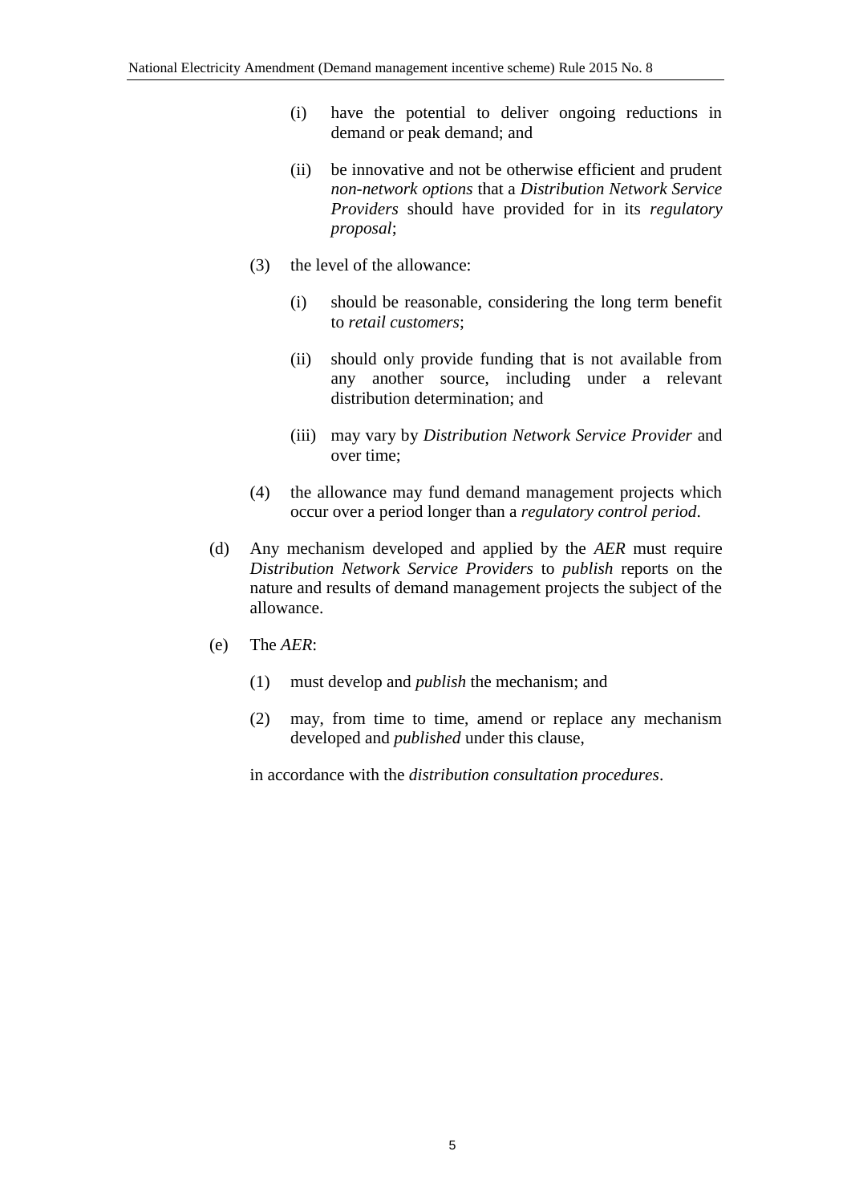(i) have the potential to deliver ongoing reductions in demand or peak demand; and

(ii) be innovative and not be otherwise efficient and prudent *non-network options* that a *Distribution Network Service Providers* should have provided for in its *regulatory proposal*;

(3) the level of the allowance:

(i) should be reasonable, considering the long term benefit to *retail customers*;

(ii) should only provide funding that is not available from any another source, including under a relevant distribution determination; and

(iii) may vary by *Distribution Network Service Provider* and over time;

(4) the allowance may fund demand management projects which occur over a period longer than a *regulatory control period*.

(d) Any mechanism developed and applied by the *AER* must require *Distribution Network Service Providers* to *publish* reports on the nature and results of demand management projects the subject of the allowance.

(e) The *AER*:

(1) must develop and *publish* the mechanism; and

(2) may, from time to time, amend or replace any mechanism developed and *published* under this clause,

in accordance with the *distribution consultation procedures*.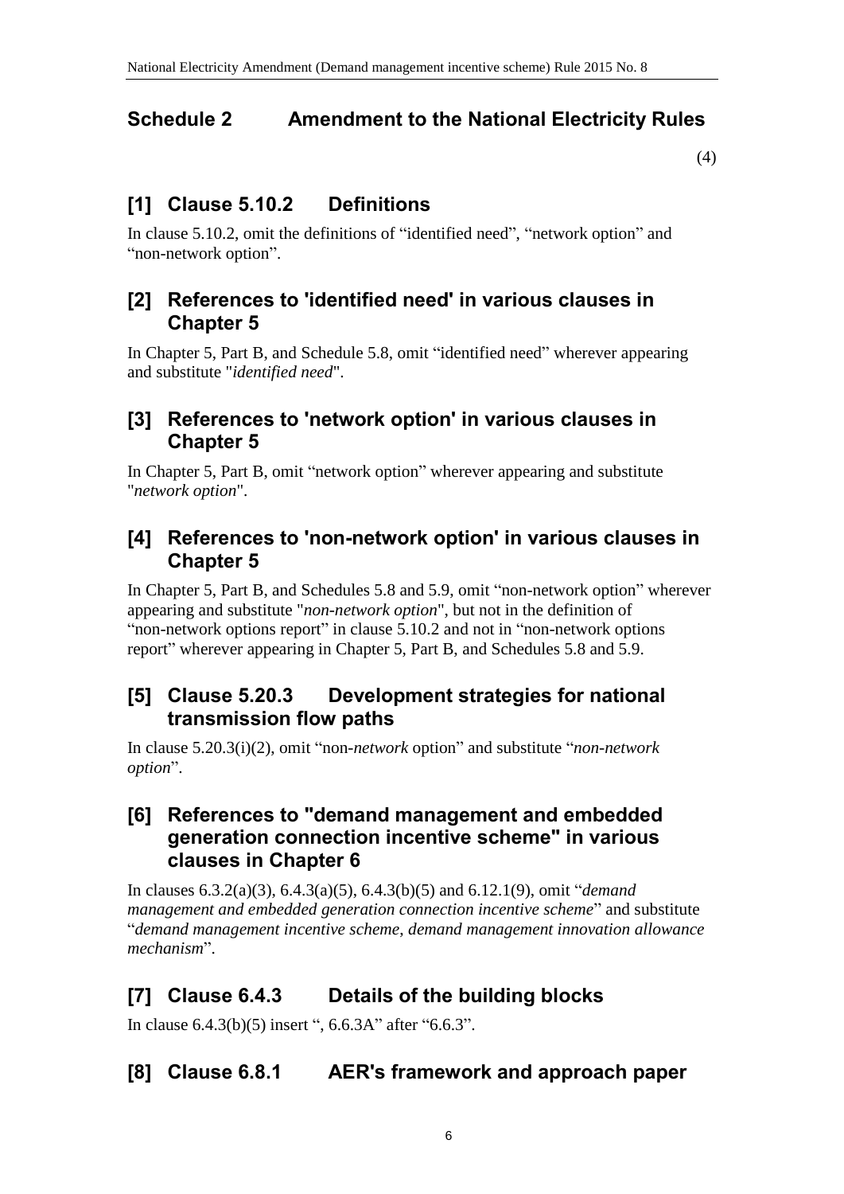## Schedule 2 Amendment to the National Electricity Rules

(4)

### [1] Clause 5.10.2 Definitions

In clause 5.10.2, omit the definitions of “identified need”, “network option” and “non-network option”.

### [2] References to 'identified need' in various clauses in Chapter 5

In Chapter 5, Part B, and Schedule 5.8, omit “identified need” wherever appearing and substitute "*identified need*".

### [3] References to 'network option' in various clauses in Chapter 5

In Chapter 5, Part B, omit “network option” wherever appearing and substitute "*network option*".

### [4] References to 'non-network option' in various clauses in Chapter 5

In Chapter 5, Part B, and Schedules 5.8 and 5.9, omit “non-network option” wherever appearing and substitute "*non-network option*", but not in the definition of “non-network options report” in clause 5.10.2 and not in “non-network options report” wherever appearing in Chapter 5, Part B, and Schedules 5.8 and 5.9.

### [5] Clause 5.20.3 Development strategies for national transmission flow paths

In clause 5.20.3(i)(2), omit “non-*network* option” and substitute “*non-network option*”.

### [6] References to "demand management and embedded generation connection incentive scheme" in various clauses in Chapter 6

In clauses 6.3.2(a)(3), 6.4.3(a)(5), 6.4.3(b)(5) and 6.12.1(9), omit “*demand management and embedded generation connection incentive scheme*” and substitute “*demand management incentive scheme*, *demand management innovation allowance mechanism*”.

### [7] Clause 6.4.3 Details of the building blocks

In clause 6.4.3(b)(5) insert “, 6.6.3A” after “6.6.3”.

### [8] Clause 6.8.1 AER's framework and approach paper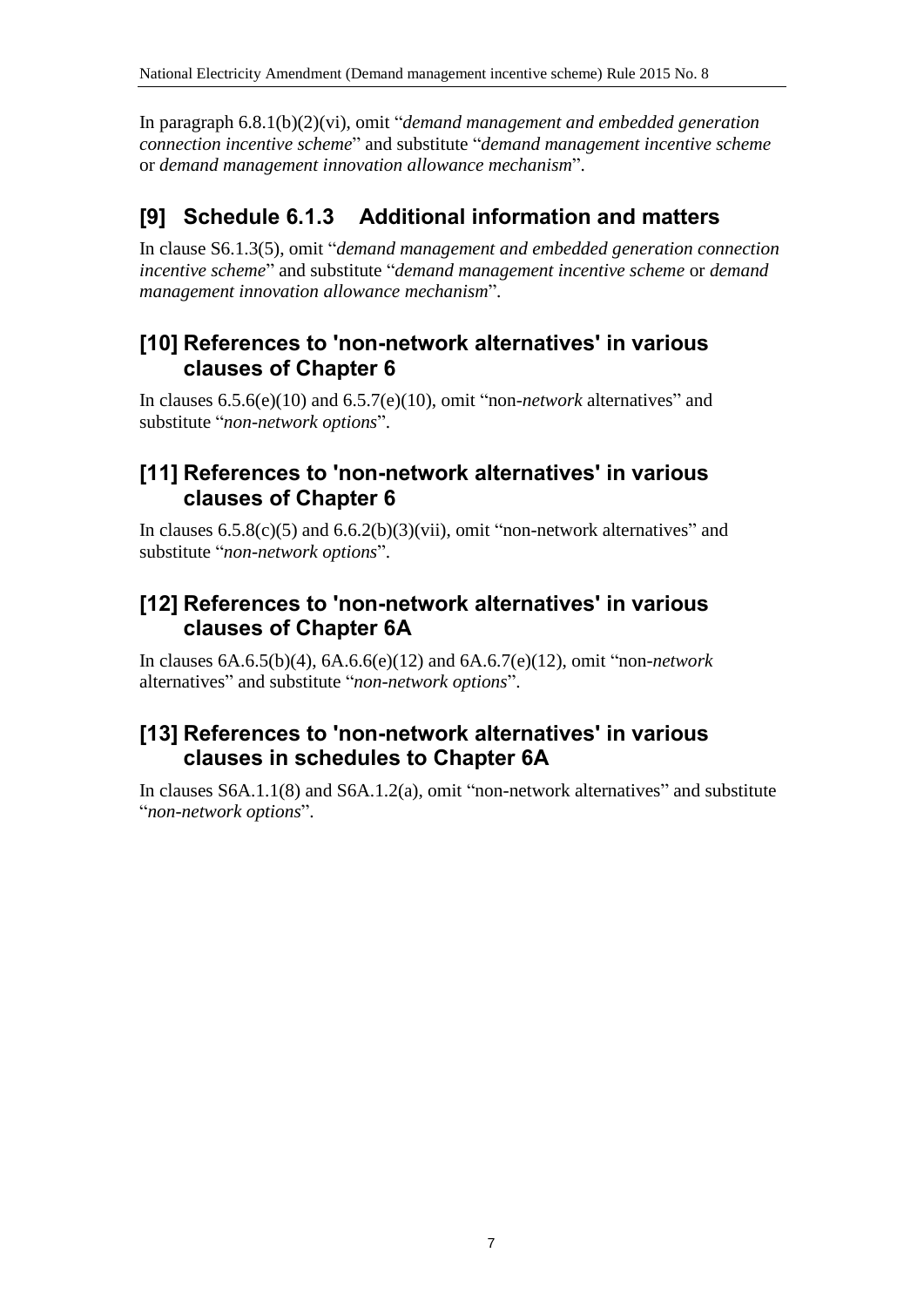In paragraph 6.8.1(b)(2)(vi), omit "*demand management and embedded generation connection incentive scheme*" and substitute "*demand management incentive scheme* or *demand management innovation allowance mechanism*".

## [9] Schedule 6.1.3 Additional information and matters

In clause S6.1.3(5), omit "*demand management and embedded generation connection incentive scheme*" and substitute "*demand management incentive scheme* or *demand management innovation allowance mechanism*".

## [10] References to 'non-network alternatives' in various clauses of Chapter 6

In clauses 6.5.6(e)(10) and 6.5.7(e)(10), omit "non-*network* alternatives" and substitute "*non-network options*".

## [11] References to 'non-network alternatives' in various clauses of Chapter 6

In clauses 6.5.8(c)(5) and 6.6.2(b)(3)(vii), omit "non-network alternatives" and substitute "*non-network options*".

## [12] References to 'non-network alternatives' in various clauses of Chapter 6A

In clauses 6A.6.5(b)(4), 6A.6.6(e)(12) and 6A.6.7(e)(12), omit "non-*network* alternatives" and substitute "*non-network options*".

## [13] References to 'non-network alternatives' in various clauses in schedules to Chapter 6A

In clauses S6A.1.1(8) and S6A.1.2(a), omit "non-network alternatives" and substitute "*non-network options*".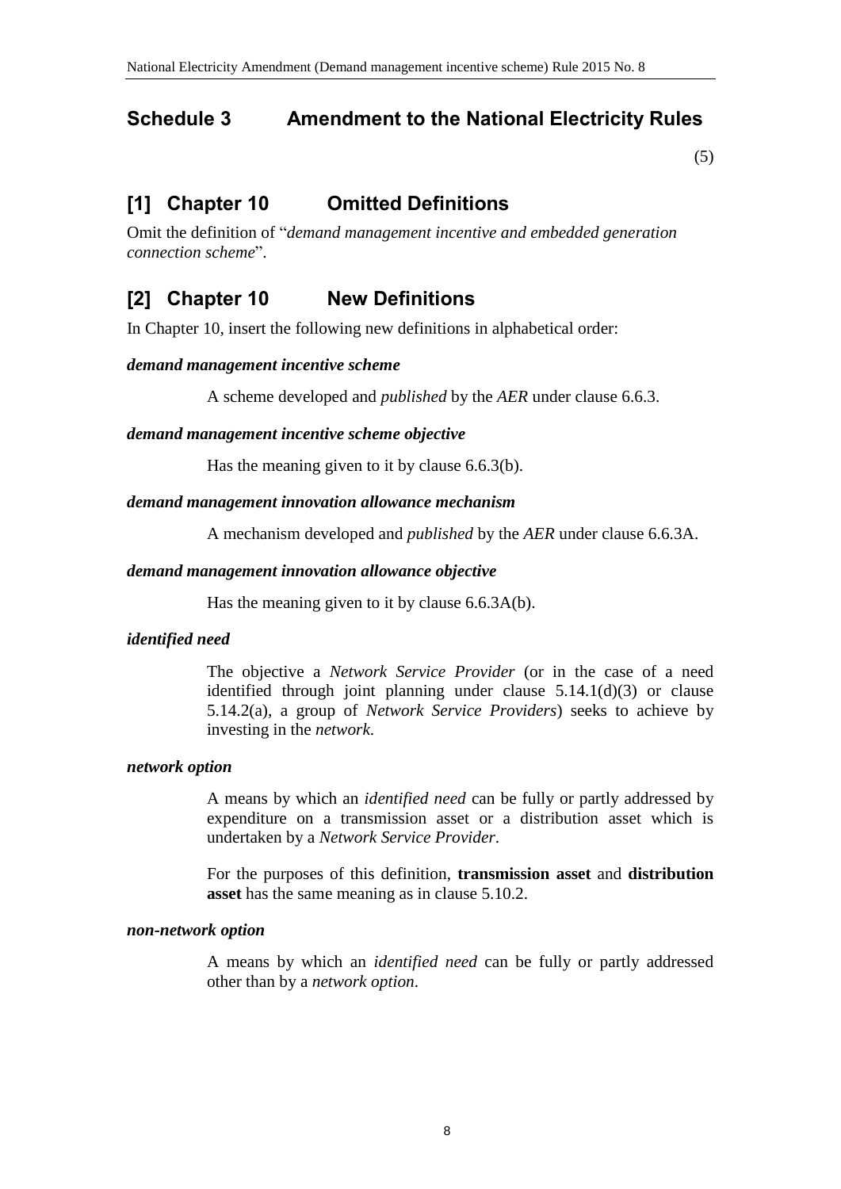## Schedule 3 Amendment to the National Electricity Rules

(5)

## [1] Chapter 10 Omitted Definitions

Omit the definition of "*demand management incentive and embedded generation connection scheme*".

## [2] Chapter 10 New Definitions

In Chapter 10, insert the following new definitions in alphabetical order:

***demand management incentive scheme***

A scheme developed and *published* by the *AER* under clause 6.6.3.

***demand management incentive scheme objective***

Has the meaning given to it by clause 6.6.3(b).

***demand management innovation allowance mechanism***

A mechanism developed and *published* by the *AER* under clause 6.6.3A.

***demand management innovation allowance objective***

Has the meaning given to it by clause 6.6.3A(b).

***identified need***

The objective a *Network Service Provider* (or in the case of a need identified through joint planning under clause 5.14.1(d)(3) or clause 5.14.2(a), a group of *Network Service Providers*) seeks to achieve by investing in the *network*.

***network option***

A means by which an *identified need* can be fully or partly addressed by expenditure on a transmission asset or a distribution asset which is undertaken by a *Network Service Provider*.

For the purposes of this definition, **transmission asset** and **distribution asset** has the same meaning as in clause 5.10.2.

***non-network option***

A means by which an *identified need* can be fully or partly addressed other than by a *network option*.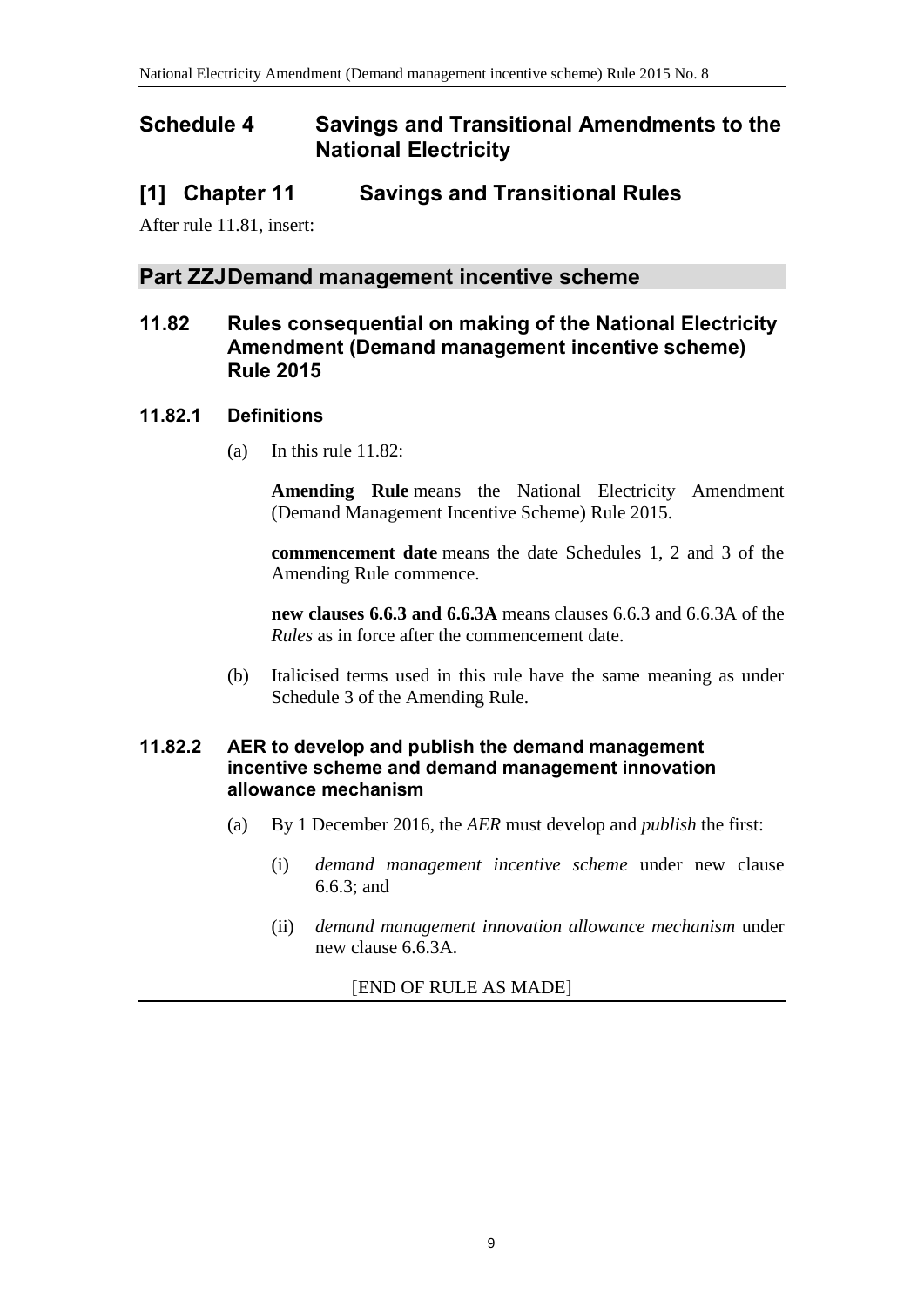# Schedule 4 Savings and Transitional Amendments to the National Electricity

## [1] Chapter 11 Savings and Transitional Rules

After rule 11.81, insert:

## Part ZZJ Demand management incentive scheme

### 11.82 Rules consequential on making of the National Electricity Amendment (Demand management incentive scheme) Rule 2015

#### 11.82.1 Definitions

(a) In this rule 11.82:

**Amending Rule** means the National Electricity Amendment (Demand Management Incentive Scheme) Rule 2015.

**commencement date** means the date Schedules 1, 2 and 3 of the Amending Rule commence.

**new clauses 6.6.3 and 6.6.3A** means clauses 6.6.3 and 6.6.3A of the *Rules* as in force after the commencement date.

(b) Italicised terms used in this rule have the same meaning as under Schedule 3 of the Amending Rule.

#### 11.82.2 AER to develop and publish the demand management incentive scheme and demand management innovation allowance mechanism

(a) By 1 December 2016, the *AER* must develop and *publish* the first:

(i) *demand management incentive scheme* under new clause 6.6.3; and

(ii) *demand management innovation allowance mechanism* under new clause 6.6.3A.

[END OF RULE AS MADE]